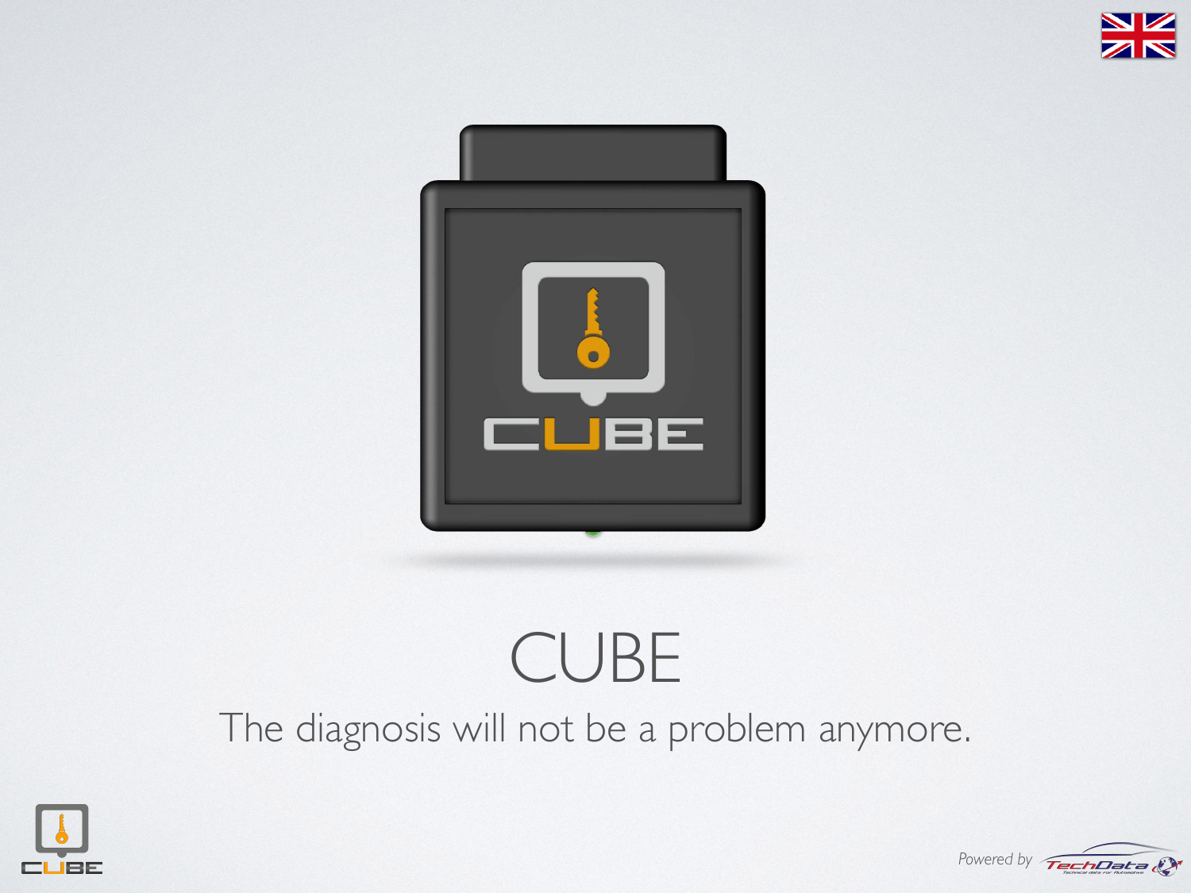# CUBE

The diagnosis will not be a problem anymore.

Powered by TechData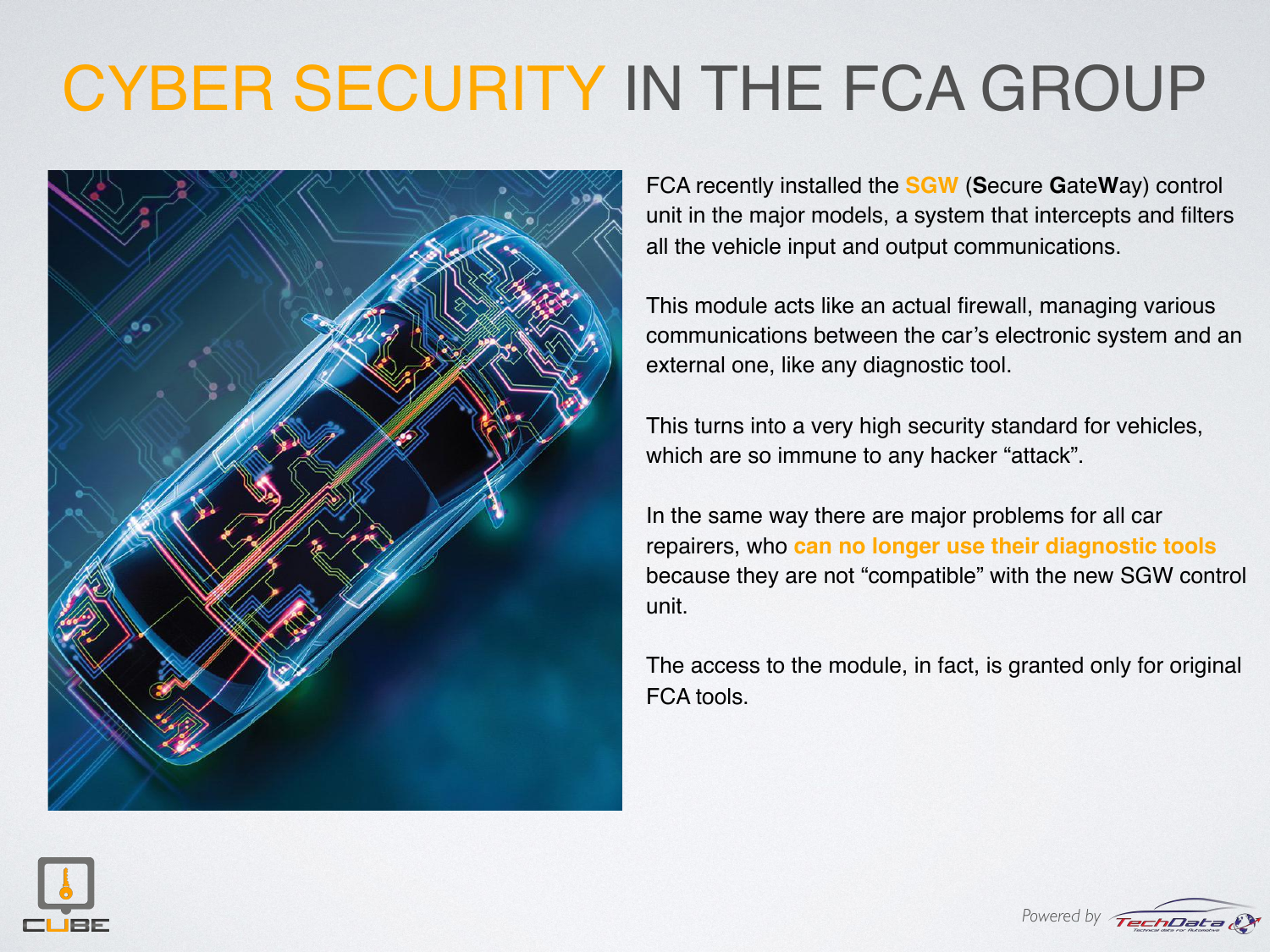# CYBER SECURITY IN THE FCA GROUP

FCA recently installed the **SGW** (**S**ecure **G**ate**W**ay) control unit in the major models, a system that intercepts and filters all the vehicle input and output communications.

This module acts like an actual firewall, managing various communications between the car's electronic system and an external one, like any diagnostic tool.

This turns into a very high security standard for vehicles, which are so immune to any hacker "attack".

In the same way there are major problems for all car repairers, who **can no longer use their diagnostic tools** because they are not "compatible" with the new SGW control unit.

The access to the module, in fact, is granted only for original FCA tools.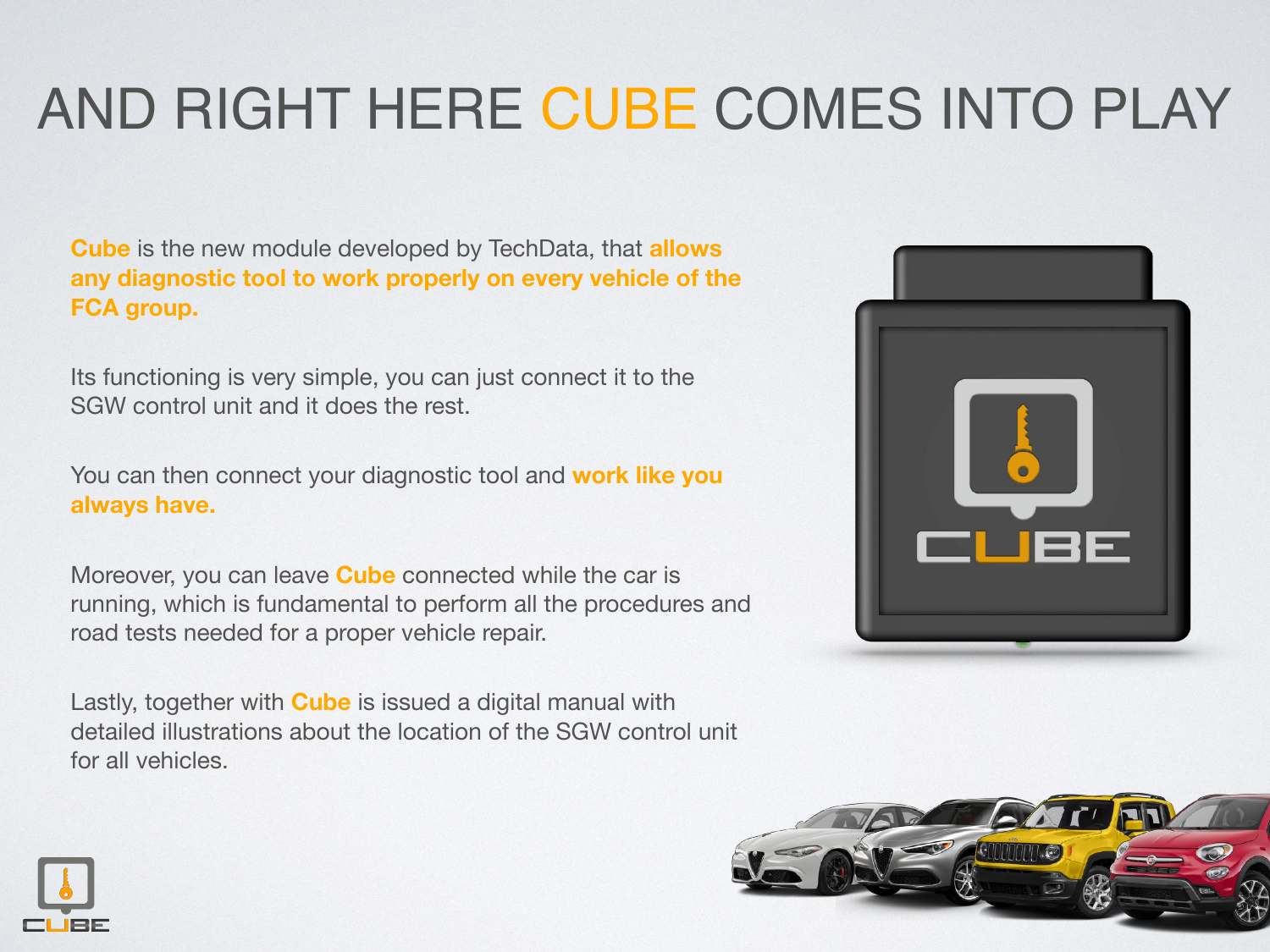# AND RIGHT HERE CUBE COMES INTO PLAY

**Cube** is the new module developed by TechData, that **allows any diagnostic tool to work properly on every vehicle of the FCA group.**

Its functioning is very simple, you can just connect it to the SGW control unit and it does the rest.

You can then connect your diagnostic tool and **work like you always have.**

Moreover, you can leave **Cube** connected while the car is running, which is fundamental to perform all the procedures and road tests needed for a proper vehicle repair.

Lastly, together with **Cube** is issued a digital manual with detailed illustrations about the location of the SGW control unit for all vehicles.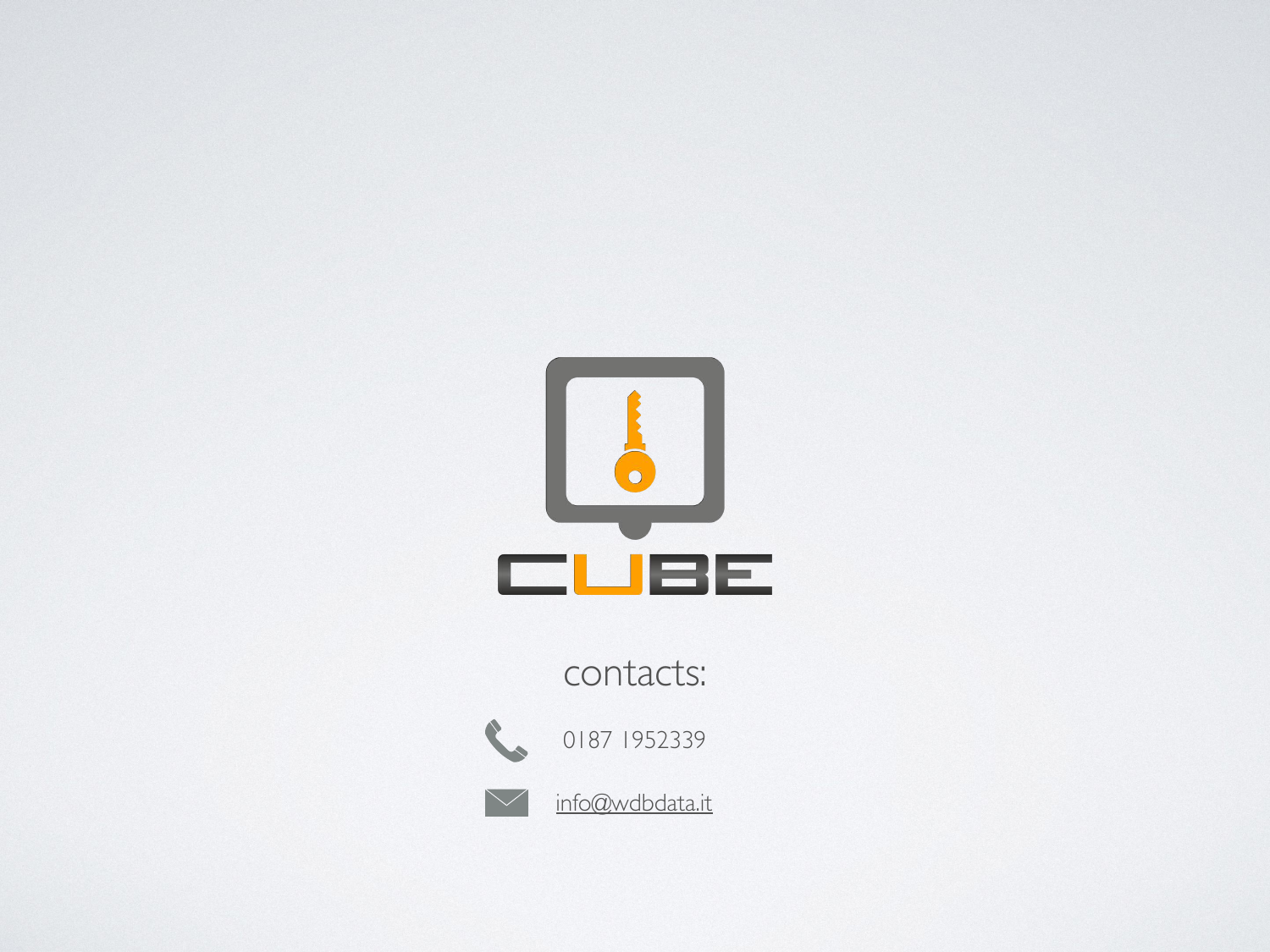CUBE

contacts:

0187 1952339

info@wdbdata.it